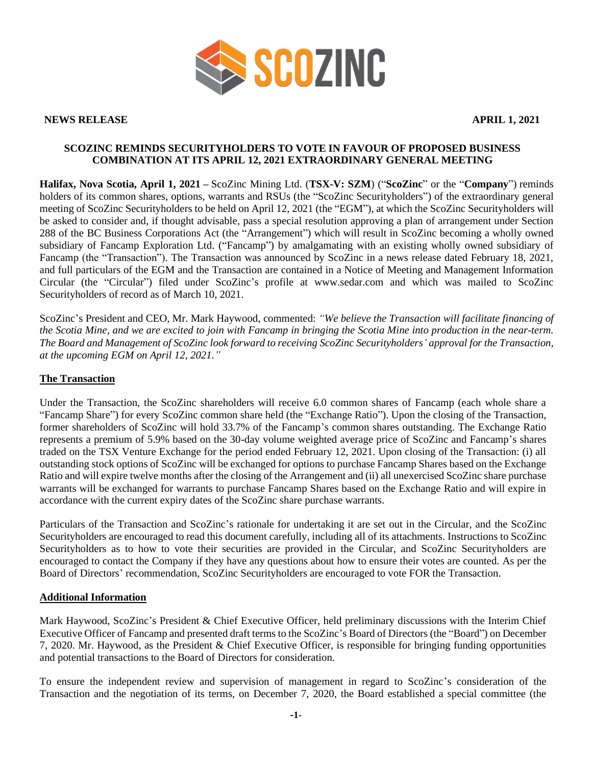**NEWS RELEASE** **APRIL 1, 2021**

**SCOZINC REMINDS SECURITYHOLDERS TO VOTE IN FAVOUR OF PROPOSED BUSINESS COMBINATION AT ITS APRIL 12, 2021 EXTRAORDINARY GENERAL MEETING**

**Halifax, Nova Scotia, April 1, 2021 –** ScoZinc Mining Ltd. (**TSX-V: SZM**) ("**ScoZinc**" or the "**Company**") reminds holders of its common shares, options, warrants and RSUs (the "ScoZinc Securityholders") of the extraordinary general meeting of ScoZinc Securityholders to be held on April 12, 2021 (the "EGM"), at which the ScoZinc Securityholders will be asked to consider and, if thought advisable, pass a special resolution approving a plan of arrangement under Section 288 of the BC Business Corporations Act (the "Arrangement") which will result in ScoZinc becoming a wholly owned subsidiary of Fancamp Exploration Ltd. ("Fancamp") by amalgamating with an existing wholly owned subsidiary of Fancamp (the "Transaction"). The Transaction was announced by ScoZinc in a news release dated February 18, 2021, and full particulars of the EGM and the Transaction are contained in a Notice of Meeting and Management Information Circular (the "Circular") filed under ScoZinc's profile at www.sedar.com and which was mailed to ScoZinc Securityholders of record as of March 10, 2021.

ScoZinc's President and CEO, Mr. Mark Haywood, commented: *"We believe the Transaction will facilitate financing of the Scotia Mine, and we are excited to join with Fancamp in bringing the Scotia Mine into production in the near-term. The Board and Management of ScoZinc look forward to receiving ScoZinc Securityholders' approval for the Transaction, at the upcoming EGM on April 12, 2021."*

## The Transaction

Under the Transaction, the ScoZinc shareholders will receive 6.0 common shares of Fancamp (each whole share a "Fancamp Share") for every ScoZinc common share held (the "Exchange Ratio"). Upon the closing of the Transaction, former shareholders of ScoZinc will hold 33.7% of the Fancamp's common shares outstanding. The Exchange Ratio represents a premium of 5.9% based on the 30-day volume weighted average price of ScoZinc and Fancamp's shares traded on the TSX Venture Exchange for the period ended February 12, 2021. Upon closing of the Transaction: (i) all outstanding stock options of ScoZinc will be exchanged for options to purchase Fancamp Shares based on the Exchange Ratio and will expire twelve months after the closing of the Arrangement and (ii) all unexercised ScoZinc share purchase warrants will be exchanged for warrants to purchase Fancamp Shares based on the Exchange Ratio and will expire in accordance with the current expiry dates of the ScoZinc share purchase warrants.

Particulars of the Transaction and ScoZinc's rationale for undertaking it are set out in the Circular, and the ScoZinc Securityholders are encouraged to read this document carefully, including all of its attachments. Instructions to ScoZinc Securityholders as to how to vote their securities are provided in the Circular, and ScoZinc Securityholders are encouraged to contact the Company if they have any questions about how to ensure their votes are counted. As per the Board of Directors' recommendation, ScoZinc Securityholders are encouraged to vote FOR the Transaction.

## Additional Information

Mark Haywood, ScoZinc's President & Chief Executive Officer, held preliminary discussions with the Interim Chief Executive Officer of Fancamp and presented draft terms to the ScoZinc's Board of Directors (the "Board") on December 7, 2020. Mr. Haywood, as the President & Chief Executive Officer, is responsible for bringing funding opportunities and potential transactions to the Board of Directors for consideration.

To ensure the independent review and supervision of management in regard to ScoZinc's consideration of the Transaction and the negotiation of its terms, on December 7, 2020, the Board established a special committee (the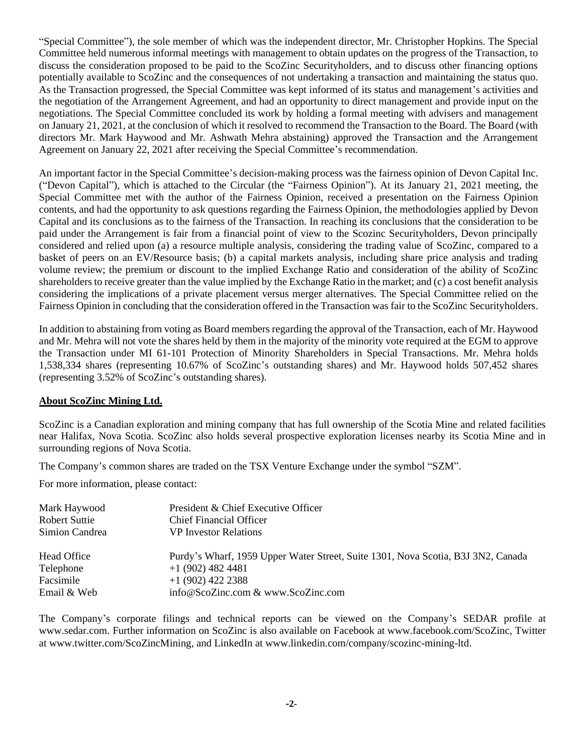"Special Committee"), the sole member of which was the independent director, Mr. Christopher Hopkins. The Special Committee held numerous informal meetings with management to obtain updates on the progress of the Transaction, to discuss the consideration proposed to be paid to the ScoZinc Securityholders, and to discuss other financing options potentially available to ScoZinc and the consequences of not undertaking a transaction and maintaining the status quo. As the Transaction progressed, the Special Committee was kept informed of its status and management's activities and the negotiation of the Arrangement Agreement, and had an opportunity to direct management and provide input on the negotiations. The Special Committee concluded its work by holding a formal meeting with advisers and management on January 21, 2021, at the conclusion of which it resolved to recommend the Transaction to the Board. The Board (with directors Mr. Mark Haywood and Mr. Ashwath Mehra abstaining) approved the Transaction and the Arrangement Agreement on January 22, 2021 after receiving the Special Committee's recommendation.

An important factor in the Special Committee's decision-making process was the fairness opinion of Devon Capital Inc. ("Devon Capital"), which is attached to the Circular (the "Fairness Opinion"). At its January 21, 2021 meeting, the Special Committee met with the author of the Fairness Opinion, received a presentation on the Fairness Opinion contents, and had the opportunity to ask questions regarding the Fairness Opinion, the methodologies applied by Devon Capital and its conclusions as to the fairness of the Transaction. In reaching its conclusions that the consideration to be paid under the Arrangement is fair from a financial point of view to the Scozinc Securityholders, Devon principally considered and relied upon (a) a resource multiple analysis, considering the trading value of ScoZinc, compared to a basket of peers on an EV/Resource basis; (b) a capital markets analysis, including share price analysis and trading volume review; the premium or discount to the implied Exchange Ratio and consideration of the ability of ScoZinc shareholders to receive greater than the value implied by the Exchange Ratio in the market; and (c) a cost benefit analysis considering the implications of a private placement versus merger alternatives. The Special Committee relied on the Fairness Opinion in concluding that the consideration offered in the Transaction was fair to the ScoZinc Securityholders.

In addition to abstaining from voting as Board members regarding the approval of the Transaction, each of Mr. Haywood and Mr. Mehra will not vote the shares held by them in the majority of the minority vote required at the EGM to approve the Transaction under MI 61-101 Protection of Minority Shareholders in Special Transactions. Mr. Mehra holds 1,538,334 shares (representing 10.67% of ScoZinc's outstanding shares) and Mr. Haywood holds 507,452 shares (representing 3.52% of ScoZinc's outstanding shares).

## **About ScoZinc Mining Ltd.**

ScoZinc is a Canadian exploration and mining company that has full ownership of the Scotia Mine and related facilities near Halifax, Nova Scotia. ScoZinc also holds several prospective exploration licenses nearby its Scotia Mine and in surrounding regions of Nova Scotia.

The Company's common shares are traded on the TSX Venture Exchange under the symbol "SZM".

For more information, please contact:

| | |
|---|---|
| Mark Haywood | President & Chief Executive Officer |
| Robert Suttie | Chief Financial Officer |
| Simion Candrea | VP Investor Relations |
| | |
| Head Office | Purdy's Wharf, 1959 Upper Water Street, Suite 1301, Nova Scotia, B3J 3N2, Canada |
| Telephone | +1 (902) 482 4481 |
| Facsimile | +1 (902) 422 2388 |
| Email & Web | info@ScoZinc.com & www.ScoZinc.com |

The Company's corporate filings and technical reports can be viewed on the Company's SEDAR profile at www.sedar.com. Further information on ScoZinc is also available on Facebook at www.facebook.com/ScoZinc, Twitter at www.twitter.com/ScoZincMining, and LinkedIn at www.linkedin.com/company/scozinc-mining-ltd.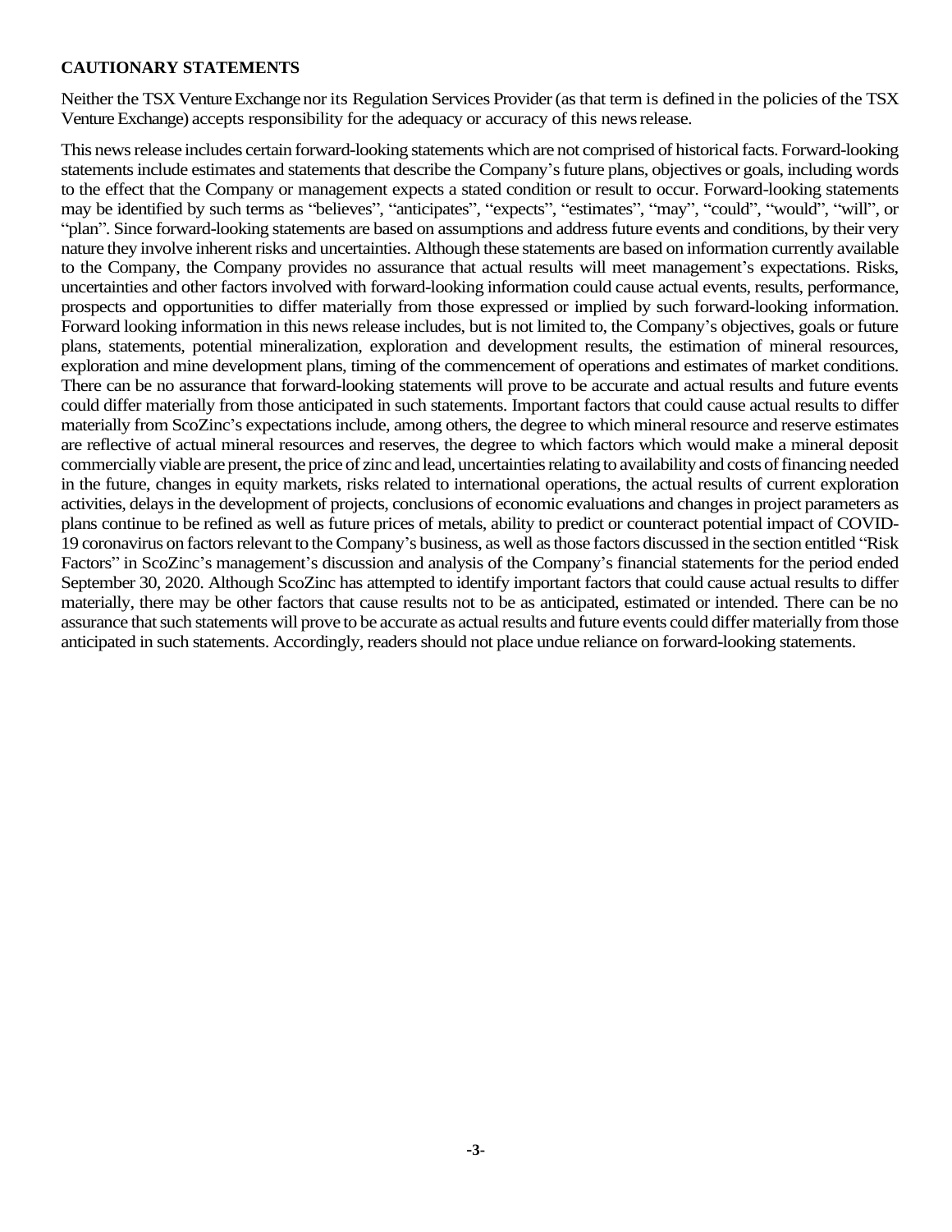**CAUTIONARY STATEMENTS**

Neither the TSX Venture Exchange nor its Regulation Services Provider (as that term is defined in the policies of the TSX Venture Exchange) accepts responsibility for the adequacy or accuracy of this news release.

This news release includes certain forward-looking statements which are not comprised of historical facts. Forward-looking statements include estimates and statements that describe the Company's future plans, objectives or goals, including words to the effect that the Company or management expects a stated condition or result to occur. Forward-looking statements may be identified by such terms as "believes", "anticipates", "expects", "estimates", "may", "could", "would", "will", or "plan". Since forward-looking statements are based on assumptions and address future events and conditions, by their very nature they involve inherent risks and uncertainties. Although these statements are based on information currently available to the Company, the Company provides no assurance that actual results will meet management's expectations. Risks, uncertainties and other factors involved with forward-looking information could cause actual events, results, performance, prospects and opportunities to differ materially from those expressed or implied by such forward-looking information. Forward looking information in this news release includes, but is not limited to, the Company's objectives, goals or future plans, statements, potential mineralization, exploration and development results, the estimation of mineral resources, exploration and mine development plans, timing of the commencement of operations and estimates of market conditions. There can be no assurance that forward-looking statements will prove to be accurate and actual results and future events could differ materially from those anticipated in such statements. Important factors that could cause actual results to differ materially from ScoZinc's expectations include, among others, the degree to which mineral resource and reserve estimates are reflective of actual mineral resources and reserves, the degree to which factors which would make a mineral deposit commercially viable are present, the price of zinc and lead, uncertainties relating to availability and costs of financing needed in the future, changes in equity markets, risks related to international operations, the actual results of current exploration activities, delays in the development of projects, conclusions of economic evaluations and changes in project parameters as plans continue to be refined as well as future prices of metals, ability to predict or counteract potential impact of COVID-19 coronavirus on factors relevant to the Company's business, as well as those factors discussed in the section entitled "Risk Factors" in ScoZinc's management's discussion and analysis of the Company's financial statements for the period ended September 30, 2020. Although ScoZinc has attempted to identify important factors that could cause actual results to differ materially, there may be other factors that cause results not to be as anticipated, estimated or intended. There can be no assurance that such statements will prove to be accurate as actual results and future events could differ materially from those anticipated in such statements. Accordingly, readers should not place undue reliance on forward-looking statements.